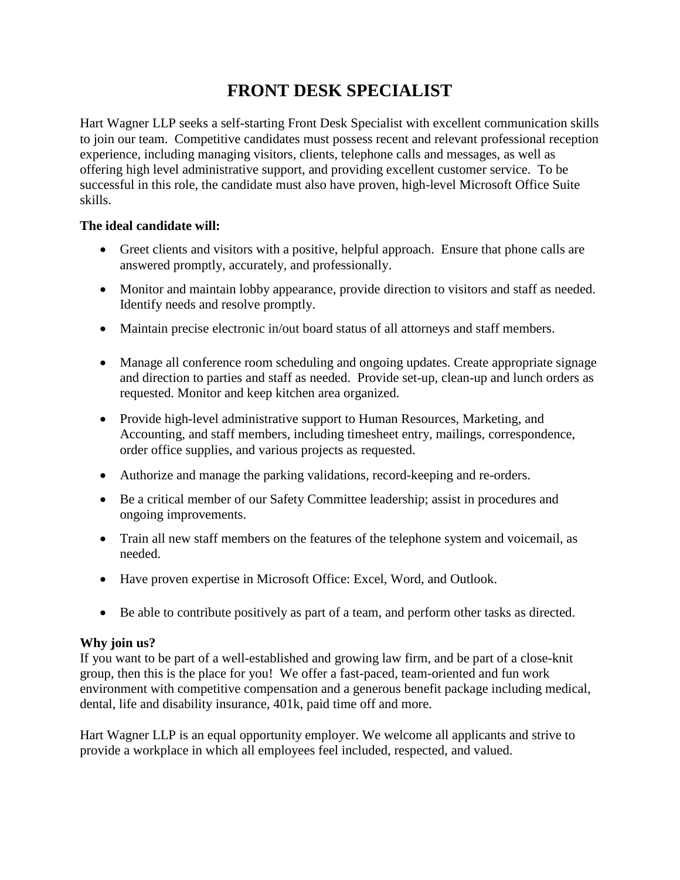# FRONT DESK SPECIALIST

Hart Wagner LLP seeks a self-starting Front Desk Specialist with excellent communication skills to join our team. Competitive candidates must possess recent and relevant professional reception experience, including managing visitors, clients, telephone calls and messages, as well as offering high level administrative support, and providing excellent customer service. To be successful in this role, the candidate must also have proven, high-level Microsoft Office Suite skills.

**The ideal candidate will:**

- Greet clients and visitors with a positive, helpful approach. Ensure that phone calls are answered promptly, accurately, and professionally.
- Monitor and maintain lobby appearance, provide direction to visitors and staff as needed. Identify needs and resolve promptly.
- Maintain precise electronic in/out board status of all attorneys and staff members.
- Manage all conference room scheduling and ongoing updates. Create appropriate signage and direction to parties and staff as needed. Provide set-up, clean-up and lunch orders as requested. Monitor and keep kitchen area organized.
- Provide high-level administrative support to Human Resources, Marketing, and Accounting, and staff members, including timesheet entry, mailings, correspondence, order office supplies, and various projects as requested.
- Authorize and manage the parking validations, record-keeping and re-orders.
- Be a critical member of our Safety Committee leadership; assist in procedures and ongoing improvements.
- Train all new staff members on the features of the telephone system and voicemail, as needed.
- Have proven expertise in Microsoft Office: Excel, Word, and Outlook.
- Be able to contribute positively as part of a team, and perform other tasks as directed.

**Why join us?**
If you want to be part of a well-established and growing law firm, and be part of a close-knit group, then this is the place for you! We offer a fast-paced, team-oriented and fun work environment with competitive compensation and a generous benefit package including medical, dental, life and disability insurance, 401k, paid time off and more.

Hart Wagner LLP is an equal opportunity employer. We welcome all applicants and strive to provide a workplace in which all employees feel included, respected, and valued.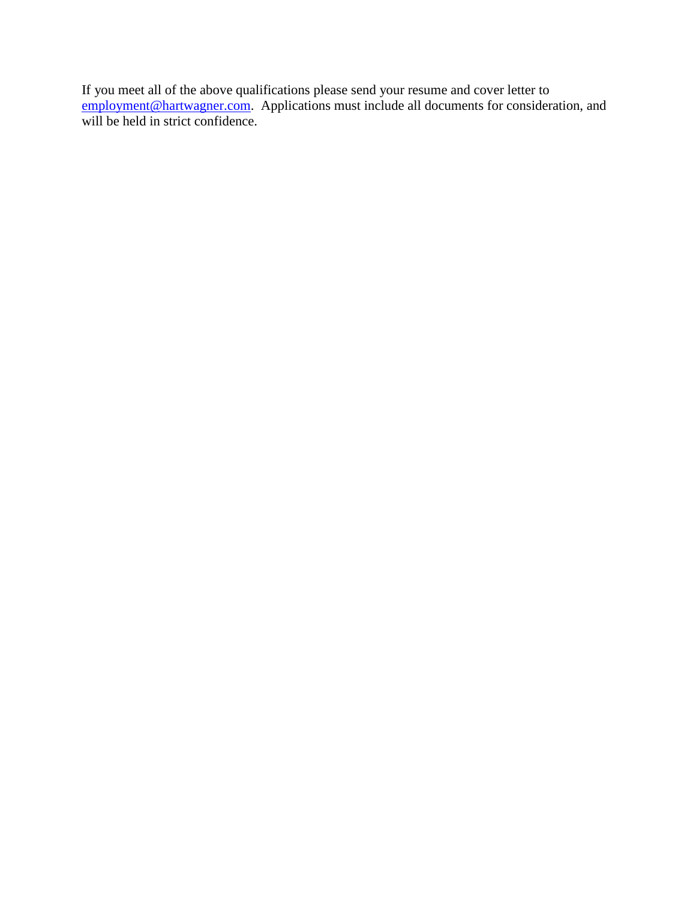If you meet all of the above qualifications please send your resume and cover letter to employment@hartwagner.com. Applications must include all documents for consideration, and will be held in strict confidence.